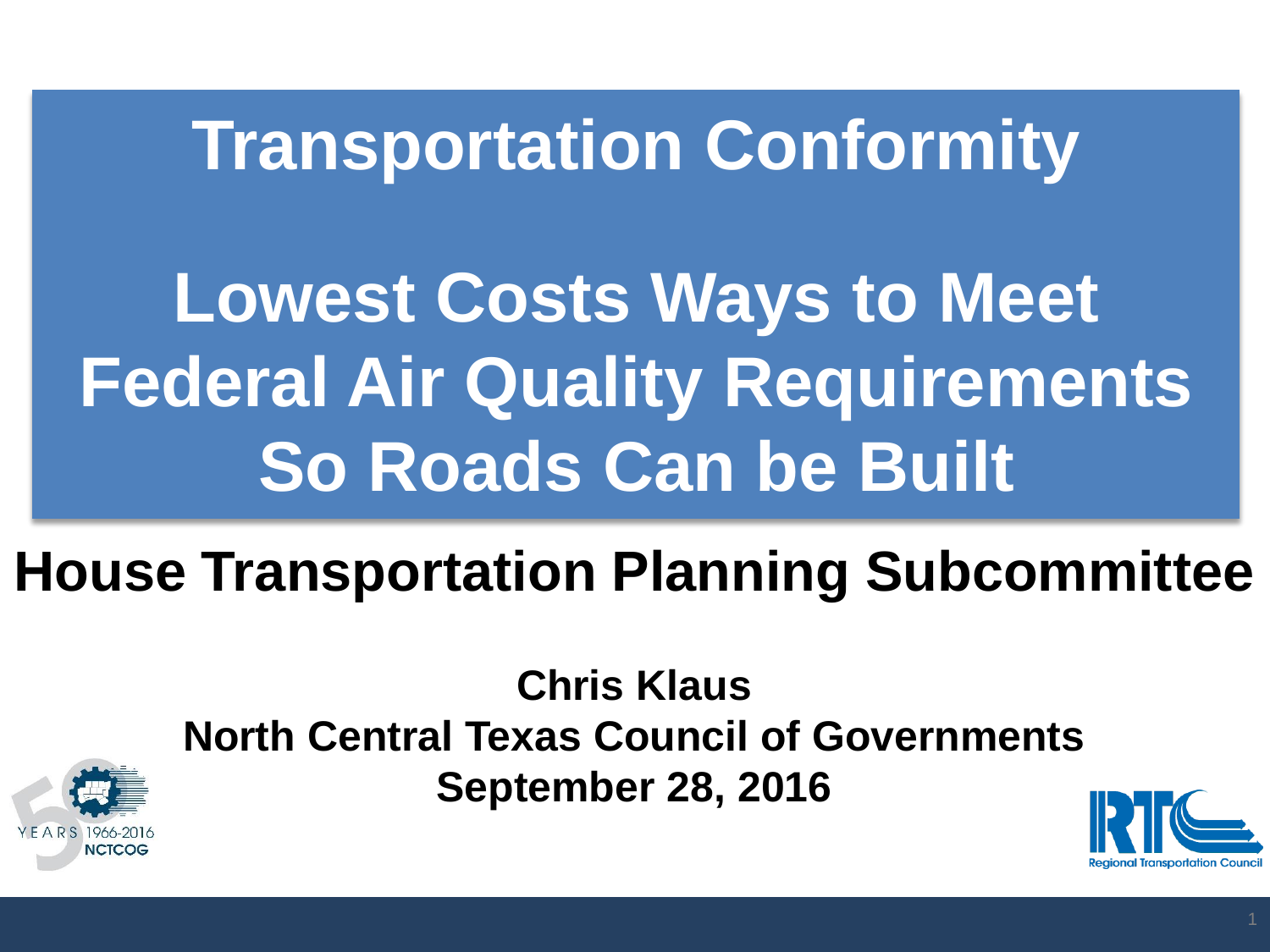# Transportation Conformity

# Lowest Costs Ways to Meet Federal Air Quality Requirements So Roads Can be Built

## House Transportation Planning Subcommittee

**Chris Klaus**
**North Central Texas Council of Governments**
**September 28, 2016**

YEARS 1966-2016 NCTCOG

Regional Transportation Council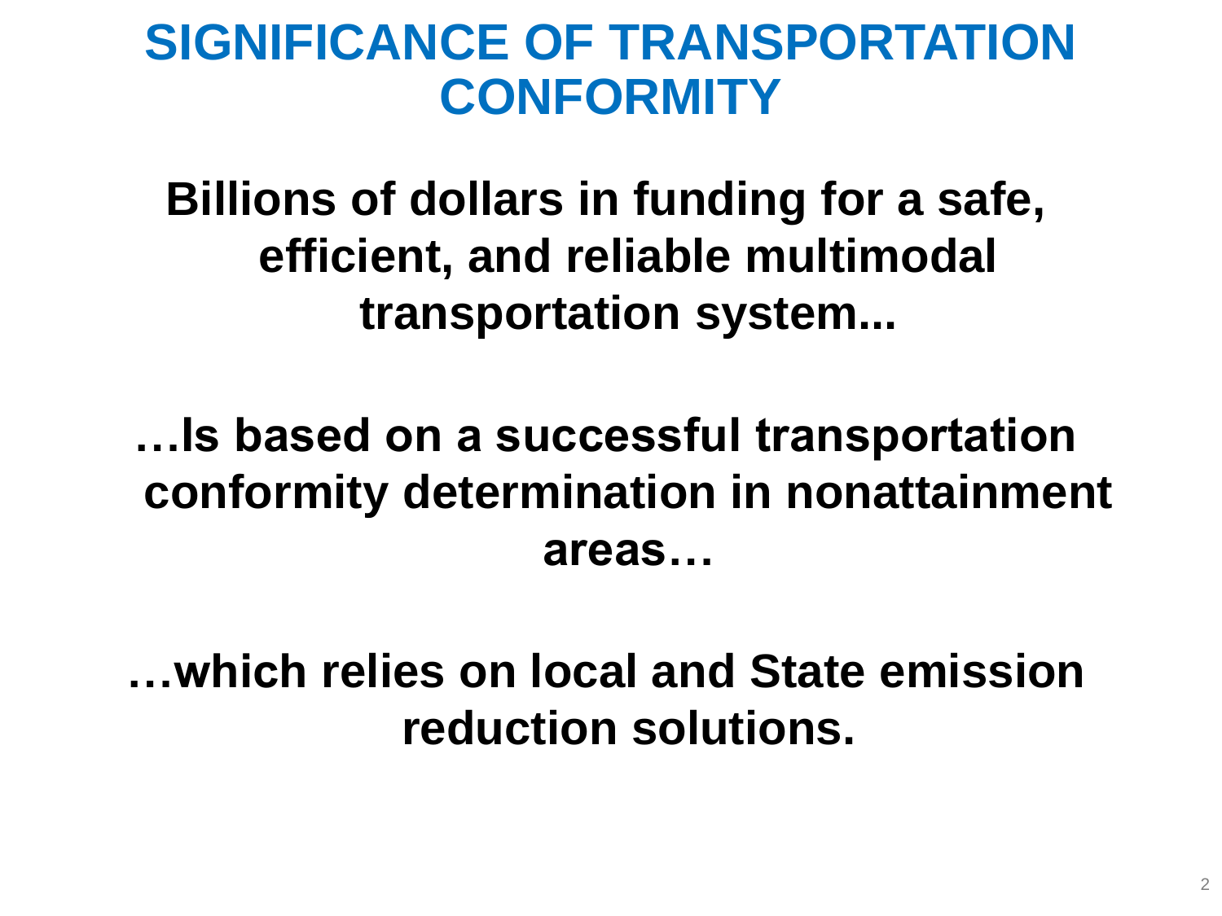# SIGNIFICANCE OF TRANSPORTATION CONFORMITY

**Billions of dollars in funding for a safe, efficient, and reliable multimodal transportation system...**

**…Is based on a successful transportation conformity determination in nonattainment areas…**

**…which relies on local and State emission reduction solutions.**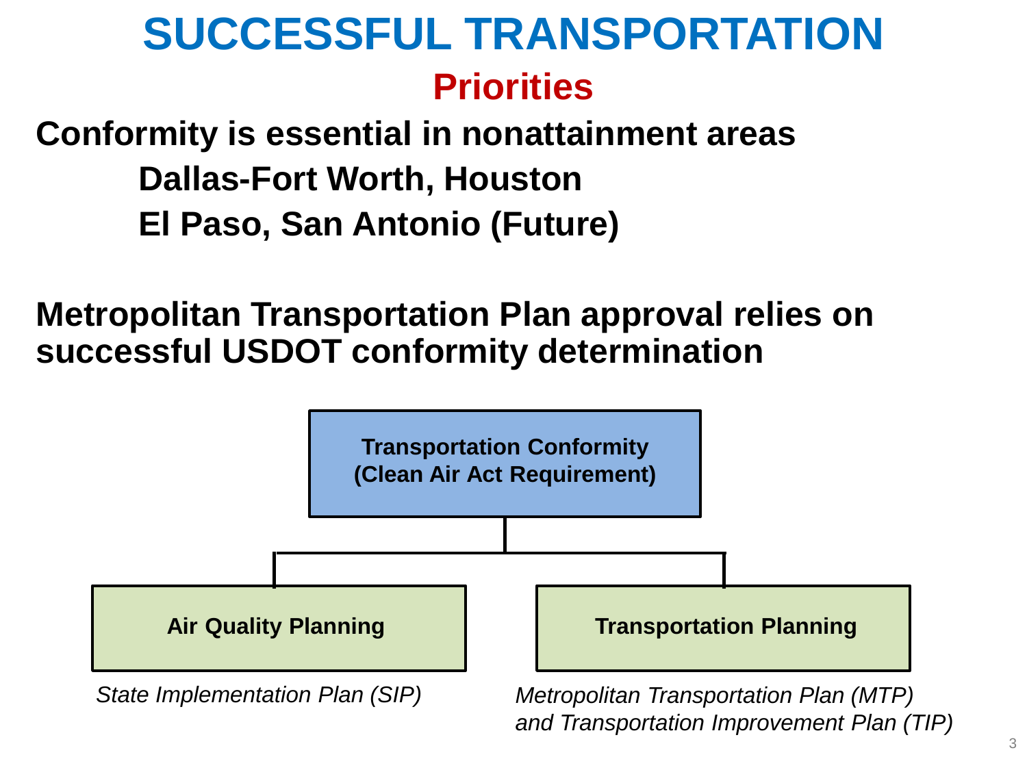# SUCCESSFUL TRANSPORTATION

## Priorities

**Conformity is essential in nonattainment areas**

- **Dallas-Fort Worth, Houston**
- **El Paso, San Antonio (Future)**

**Metropolitan Transportation Plan approval relies on successful USDOT conformity determination**

**Transportation Conformity (Clean Air Act Requirement)**

- **Air Quality Planning**
  *State Implementation Plan (SIP)*
- **Transportation Planning**
  *Metropolitan Transportation Plan (MTP) and Transportation Improvement Plan (TIP)*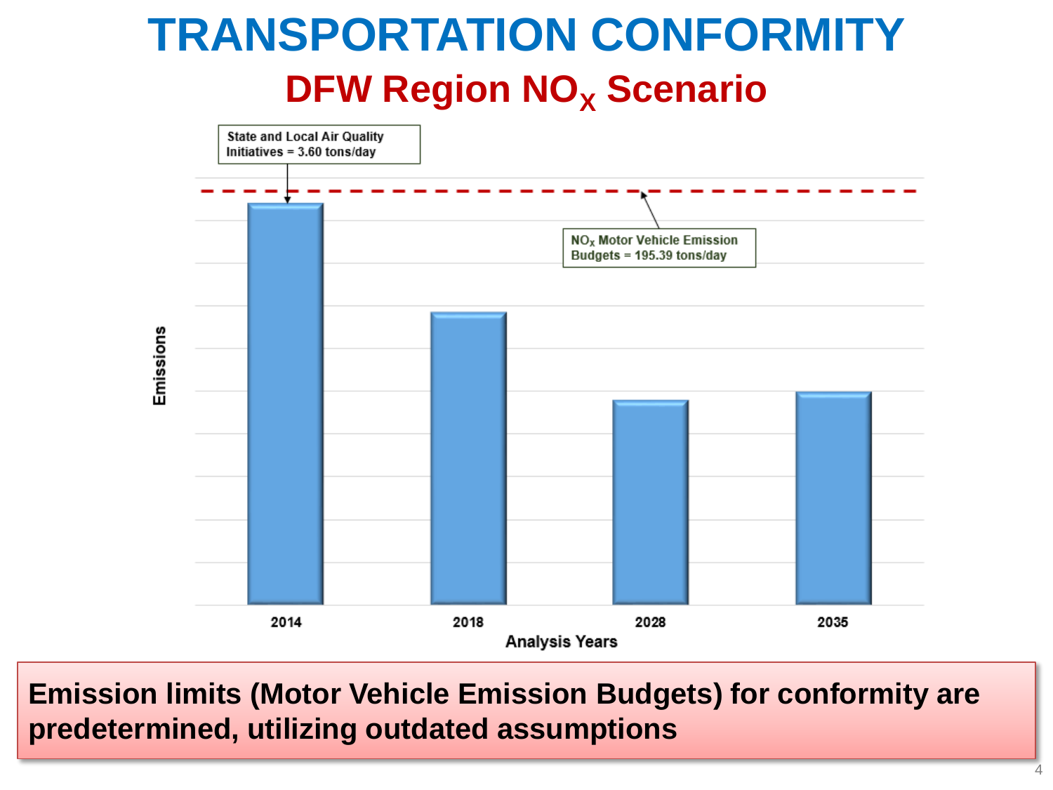# TRANSPORTATION CONFORMITY

## DFW Region $NO_X$ Scenario

State and Local Air Quality Initiatives = 3.60 tons/day

$NO_X$ Motor Vehicle Emission Budgets = 195.39 tons/day

Emissions

2014 | 2018 | 2028 | 2035

Analysis Years

**Emission limits (Motor Vehicle Emission Budgets) for conformity are predetermined, utilizing outdated assumptions**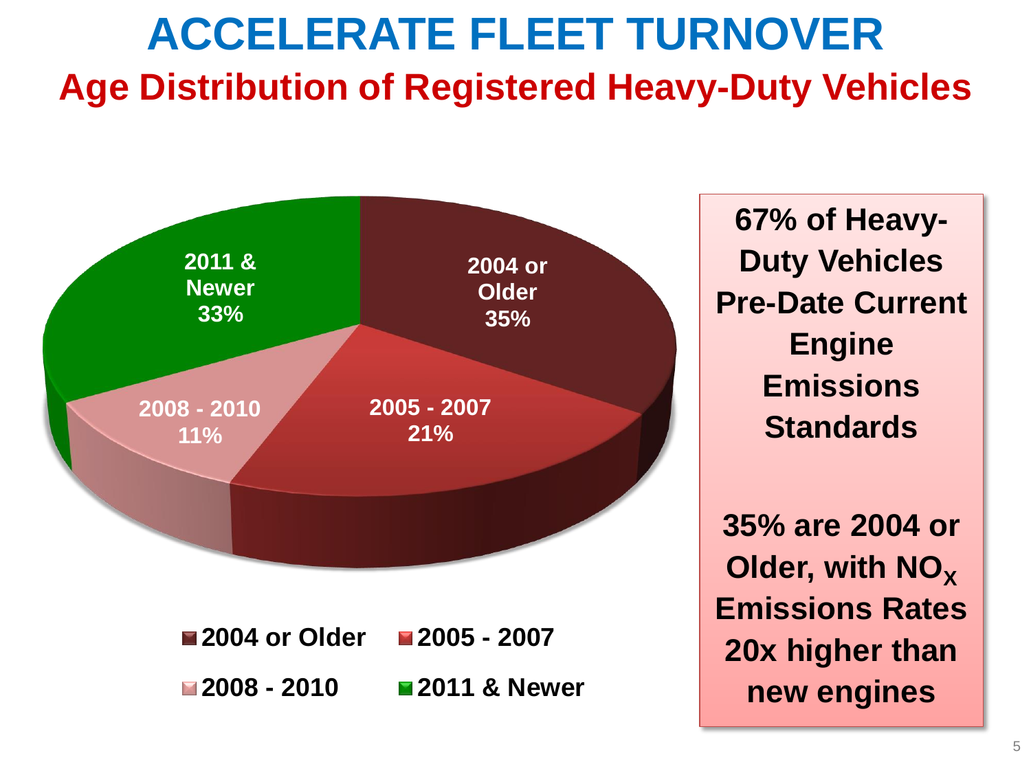# ACCELERATE FLEET TURNOVER

## Age Distribution of Registered Heavy-Duty Vehicles

| Model Year | Share |
| --- | --- |
| 2004 or Older | 35% |
| 2005 - 2007 | 21% |
| 2008 - 2010 | 11% |
| 2011 & Newer | 33% |

**67% of Heavy-Duty Vehicles Pre-Date Current Engine Emissions Standards**

**35% are 2004 or Older, with $NO_X$ Emissions Rates 20x higher than new engines**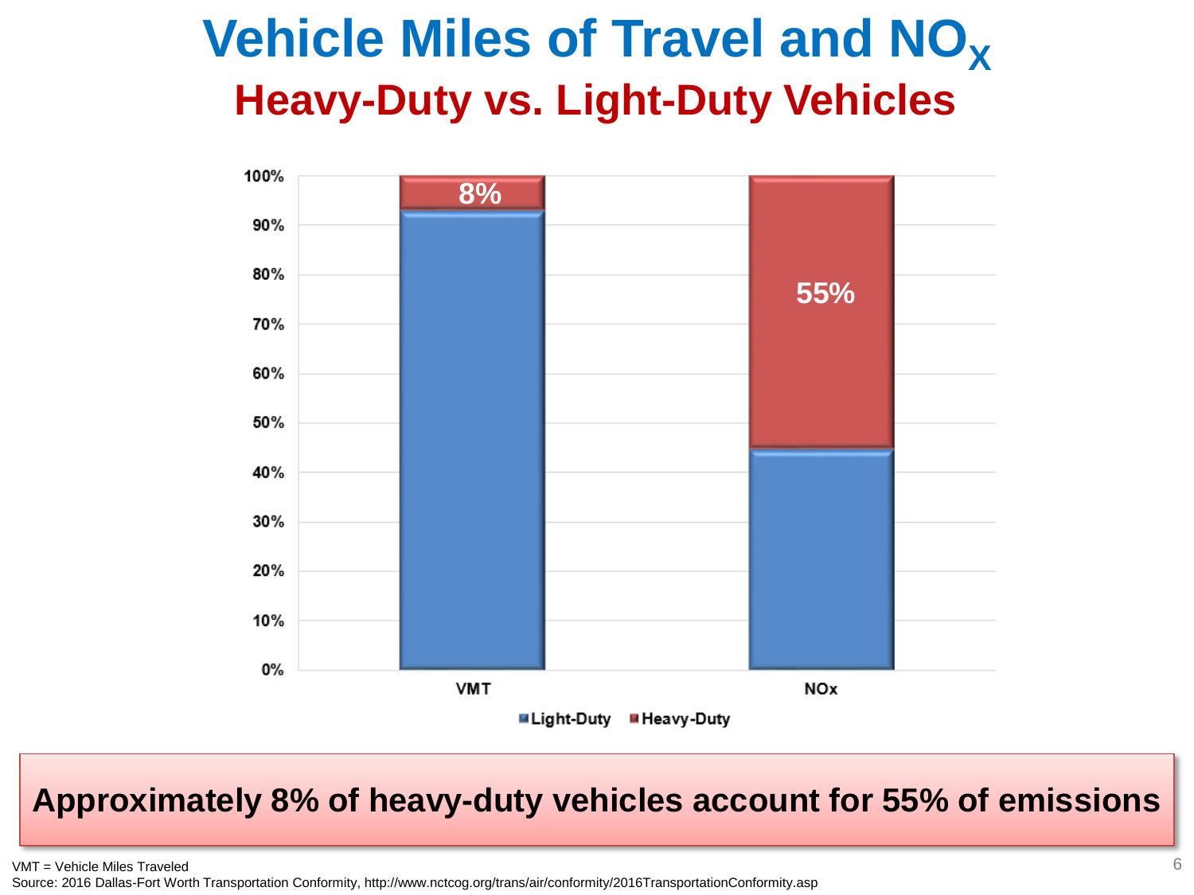# Vehicle Miles of Travel and $NO_X$

## Heavy-Duty vs. Light-Duty Vehicles

| | Light-Duty | Heavy-Duty |
|---|---|---|
| VMT | | 8% |
| NOx | | 55% |

**Approximately 8% of heavy-duty vehicles account for 55% of emissions**

VMT = Vehicle Miles Traveled

Source: 2016 Dallas-Fort Worth Transportation Conformity, http://www.nctcog.org/trans/air/conformity/2016TransportationConformity.asp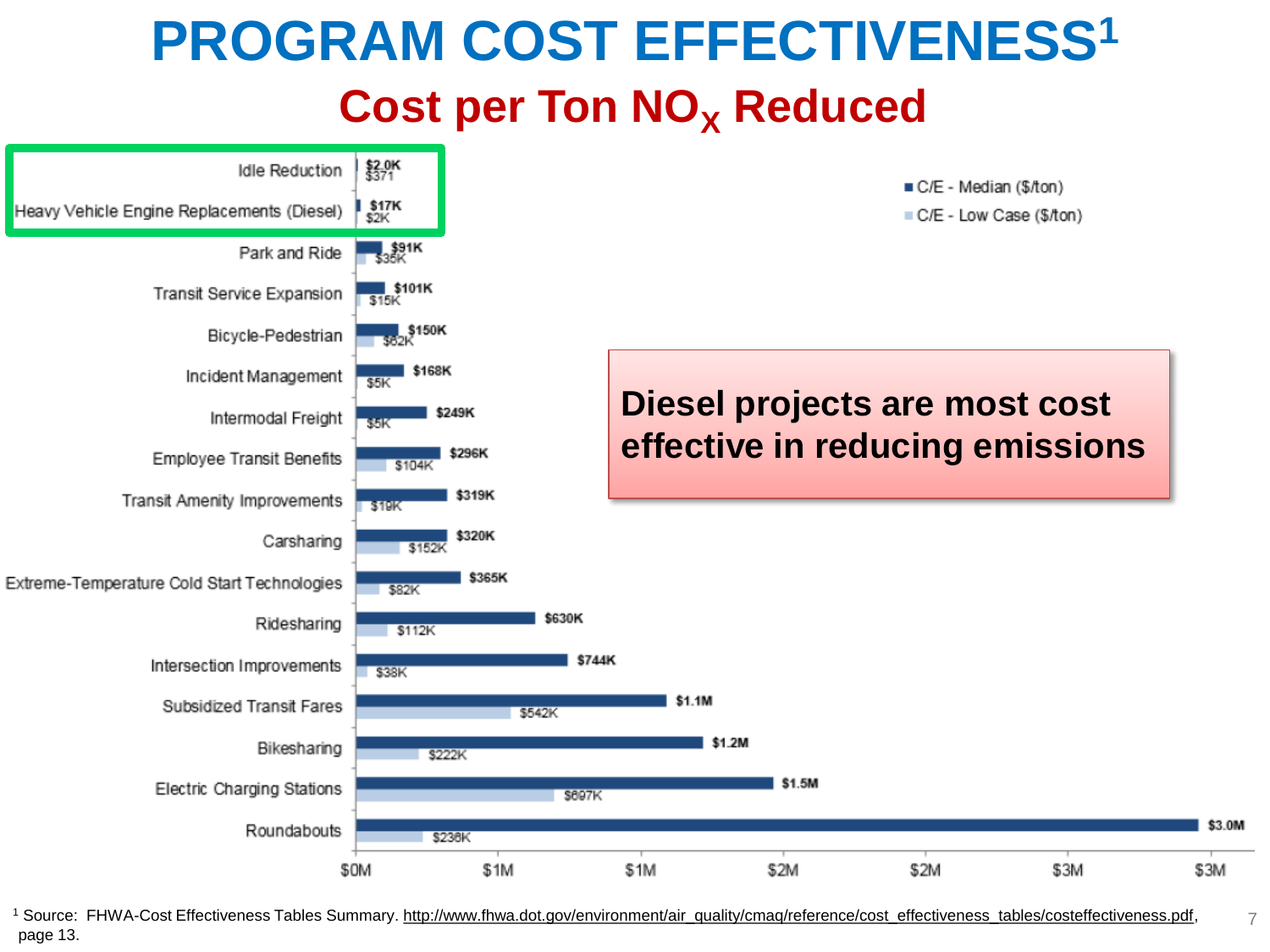# PROGRAM COST EFFECTIVENESS[1]

## Cost per Ton $NO_X$ Reduced

| Program | C/E - Median ($/ton) | C/E - Low Case ($/ton) |
| --- | --- | --- |
| Idle Reduction | $2.0K | $371 |
| Heavy Vehicle Engine Replacements (Diesel) | $17K | $2K |
| Park and Ride | $91K | $35K |
| Transit Service Expansion | $101K | $15K |
| Bicycle-Pedestrian | $150K | $62K |
| Incident Management | $168K | $5K |
| Intermodal Freight | $249K | $5K |
| Employee Transit Benefits | $296K | $104K |
| Transit Amenity Improvements | $319K | $19K |
| Carsharing | $320K | $152K |
| Extreme-Temperature Cold Start Technologies | $365K | $82K |
| Ridesharing | $630K | $112K |
| Intersection Improvements | $744K | $38K |
| Subsidized Transit Fares | $1.1M | $542K |
| Bikesharing | $1.2M | $222K |
| Electric Charging Stations | $1.5M | $697K |
| Roundabouts | $3.0M | $236K |

**Diesel projects are most cost effective in reducing emissions**

[1] Source: FHWA-Cost Effectiveness Tables Summary. http://www.fhwa.dot.gov/environment/air_quality/cmaq/reference/cost_effectiveness_tables/costeffectiveness.pdf, page 13.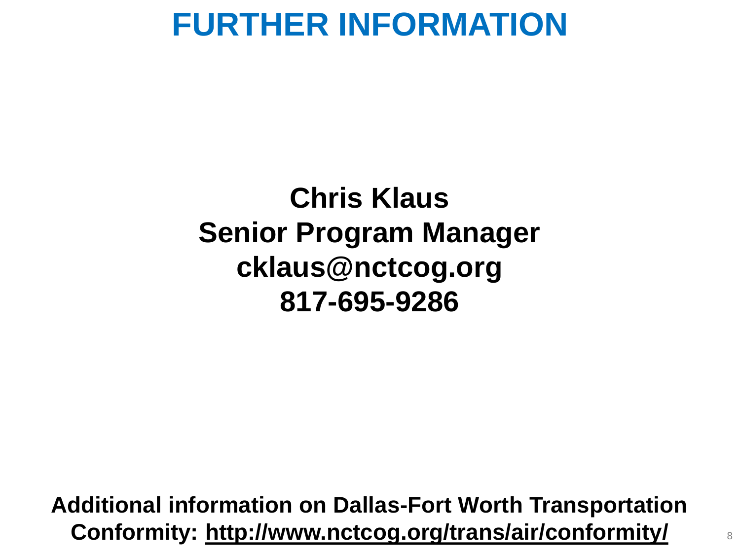# FURTHER INFORMATION

**Chris Klaus**
**Senior Program Manager**
**cklaus@nctcog.org**
**817-695-9286**

**Additional information on Dallas-Fort Worth Transportation Conformity: http://www.nctcog.org/trans/air/conformity/**